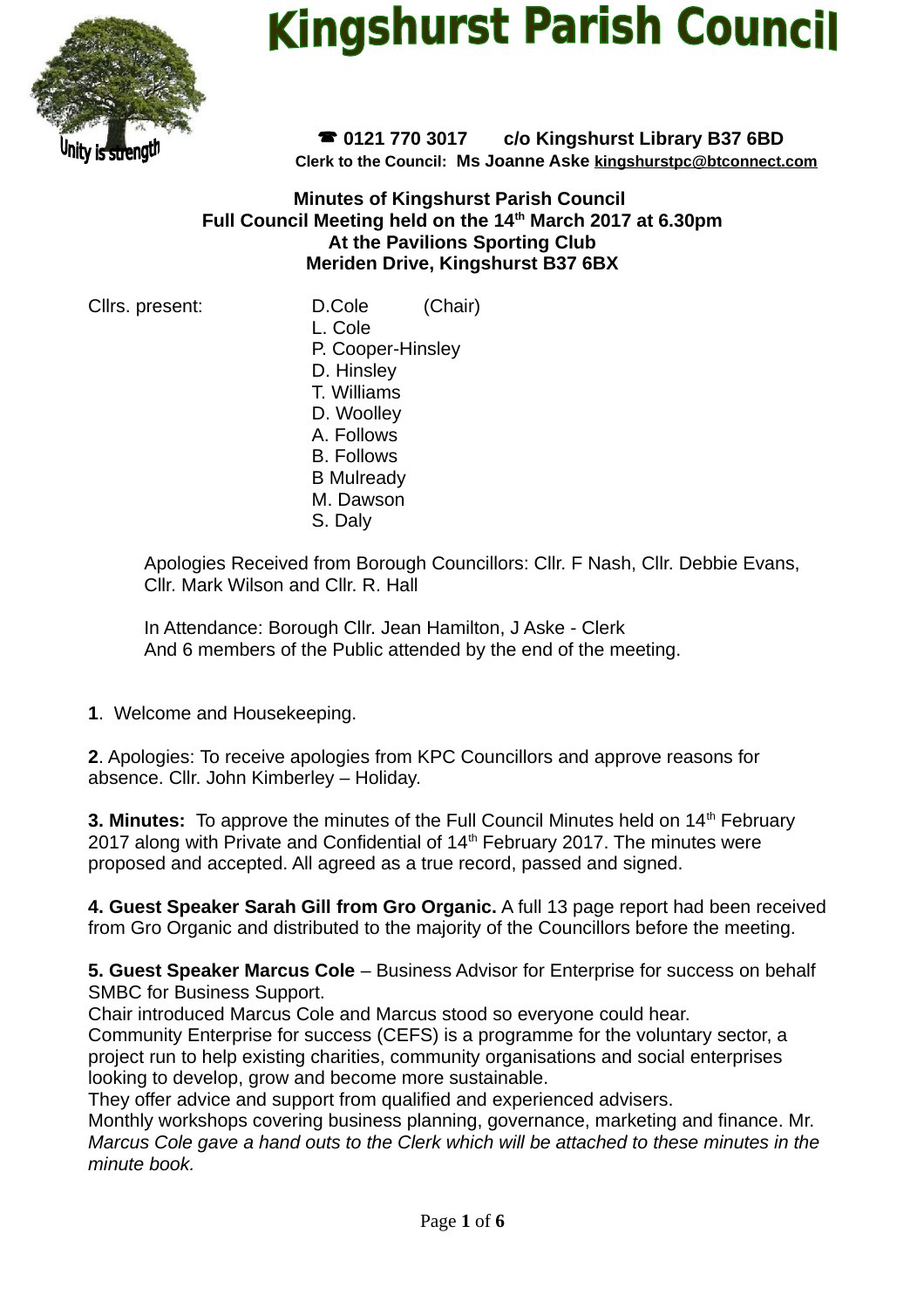# Kingshurst Parish Council

Unity is strength

☎ 0121 770 3017 c/o Kingshurst Library B37 6BD

Clerk to the Council: Ms Joanne Aske kingshurstpc@btconnect.com

**Minutes of Kingshurst Parish Council**
**Full Council Meeting held on the 14th March 2017 at 6.30pm**
**At the Pavilions Sporting Club**
**Meriden Drive, Kingshurst B37 6BX**

Cllrs. present:
D.Cole (Chair)
L. Cole
P. Cooper-Hinsley
D. Hinsley
T. Williams
D. Woolley
A. Follows
B. Follows
B Mulready
M. Dawson
S. Daly

Apologies Received from Borough Councillors: Cllr. F Nash, Cllr. Debbie Evans, Cllr. Mark Wilson and Cllr. R. Hall

In Attendance: Borough Cllr. Jean Hamilton, J Aske - Clerk
And 6 members of the Public attended by the end of the meeting.

**1**. Welcome and Housekeeping.

**2**. Apologies: To receive apologies from KPC Councillors and approve reasons for absence. Cllr. John Kimberley – Holiday.

**3. Minutes:** To approve the minutes of the Full Council Minutes held on 14th February 2017 along with Private and Confidential of 14th February 2017. The minutes were proposed and accepted. All agreed as a true record, passed and signed.

**4. Guest Speaker Sarah Gill from Gro Organic.** A full 13 page report had been received from Gro Organic and distributed to the majority of the Councillors before the meeting.

**5. Guest Speaker Marcus Cole** – Business Advisor for Enterprise for success on behalf SMBC for Business Support.
Chair introduced Marcus Cole and Marcus stood so everyone could hear.
Community Enterprise for success (CEFS) is a programme for the voluntary sector, a project run to help existing charities, community organisations and social enterprises looking to develop, grow and become more sustainable.
They offer advice and support from qualified and experienced advisers.
Monthly workshops covering business planning, governance, marketing and finance. Mr. *Marcus Cole gave a hand outs to the Clerk which will be attached to these minutes in the minute book.*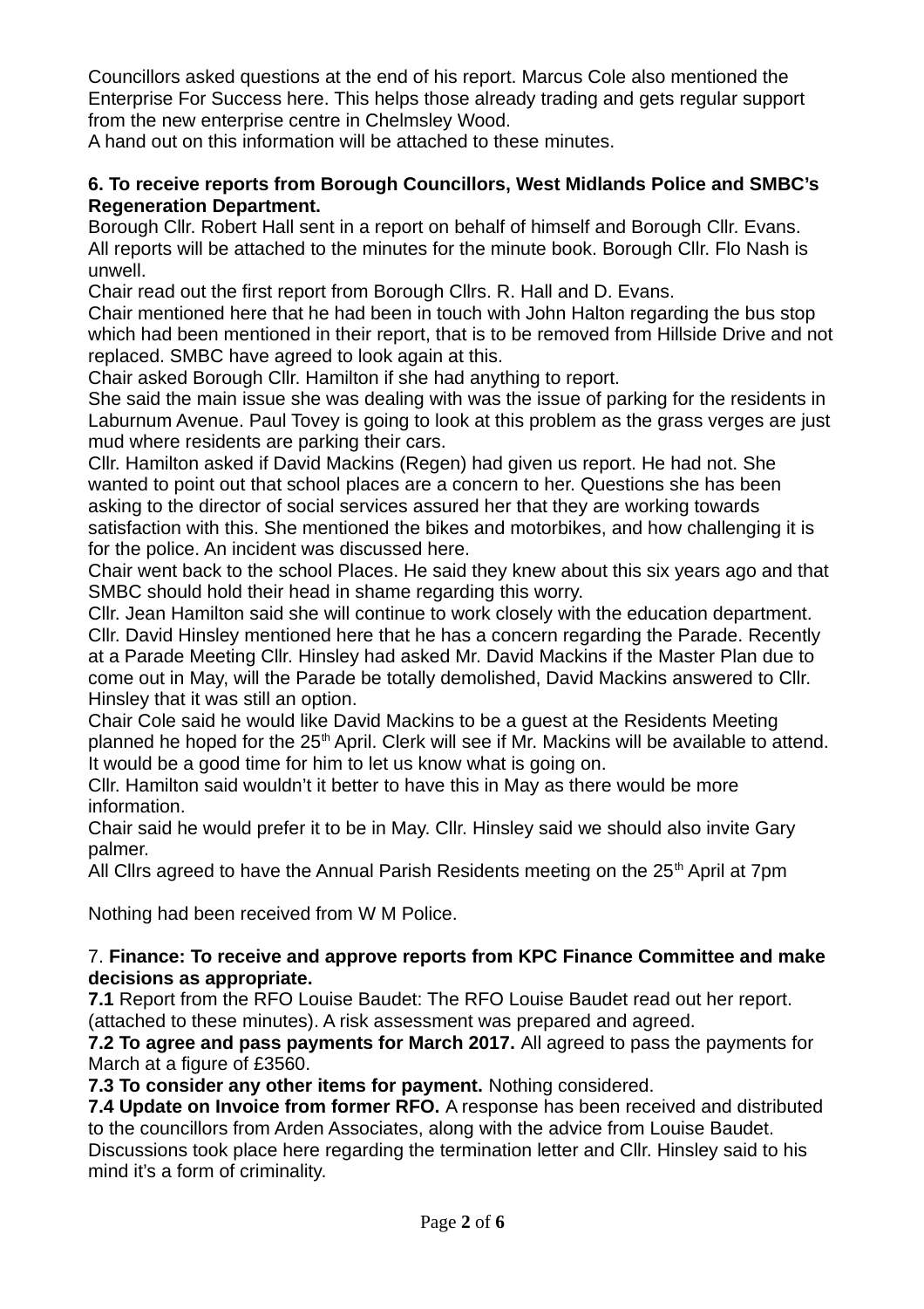Councillors asked questions at the end of his report. Marcus Cole also mentioned the Enterprise For Success here. This helps those already trading and gets regular support from the new enterprise centre in Chelmsley Wood.
A hand out on this information will be attached to these minutes.

**6. To receive reports from Borough Councillors, West Midlands Police and SMBC's Regeneration Department.**
Borough Cllr. Robert Hall sent in a report on behalf of himself and Borough Cllr. Evans. All reports will be attached to the minutes for the minute book. Borough Cllr. Flo Nash is unwell.
Chair read out the first report from Borough Cllrs. R. Hall and D. Evans.
Chair mentioned here that he had been in touch with John Halton regarding the bus stop which had been mentioned in their report, that is to be removed from Hillside Drive and not replaced. SMBC have agreed to look again at this.
Chair asked Borough Cllr. Hamilton if she had anything to report.
She said the main issue she was dealing with was the issue of parking for the residents in Laburnum Avenue. Paul Tovey is going to look at this problem as the grass verges are just mud where residents are parking their cars.
Cllr. Hamilton asked if David Mackins (Regen) had given us report. He had not. She wanted to point out that school places are a concern to her. Questions she has been asking to the director of social services assured her that they are working towards satisfaction with this. She mentioned the bikes and motorbikes, and how challenging it is for the police. An incident was discussed here.
Chair went back to the school Places. He said they knew about this six years ago and that SMBC should hold their head in shame regarding this worry.
Cllr. Jean Hamilton said she will continue to work closely with the education department.
Cllr. David Hinsley mentioned here that he has a concern regarding the Parade. Recently at a Parade Meeting Cllr. Hinsley had asked Mr. David Mackins if the Master Plan due to come out in May, will the Parade be totally demolished, David Mackins answered to Cllr. Hinsley that it was still an option.
Chair Cole said he would like David Mackins to be a guest at the Residents Meeting planned he hoped for the 25th April. Clerk will see if Mr. Mackins will be available to attend. It would be a good time for him to let us know what is going on.
Cllr. Hamilton said wouldn't it better to have this in May as there would be more information.
Chair said he would prefer it to be in May. Cllr. Hinsley said we should also invite Gary palmer.
All Cllrs agreed to have the Annual Parish Residents meeting on the 25th April at 7pm

Nothing had been received from W M Police.

7. **Finance: To receive and approve reports from KPC Finance Committee and make decisions as appropriate.**
**7.1** Report from the RFO Louise Baudet: The RFO Louise Baudet read out her report. (attached to these minutes). A risk assessment was prepared and agreed.
**7.2 To agree and pass payments for March 2017.** All agreed to pass the payments for March at a figure of £3560.
**7.3 To consider any other items for payment.** Nothing considered.
**7.4 Update on Invoice from former RFO.** A response has been received and distributed to the councillors from Arden Associates, along with the advice from Louise Baudet. Discussions took place here regarding the termination letter and Cllr. Hinsley said to his mind it's a form of criminality.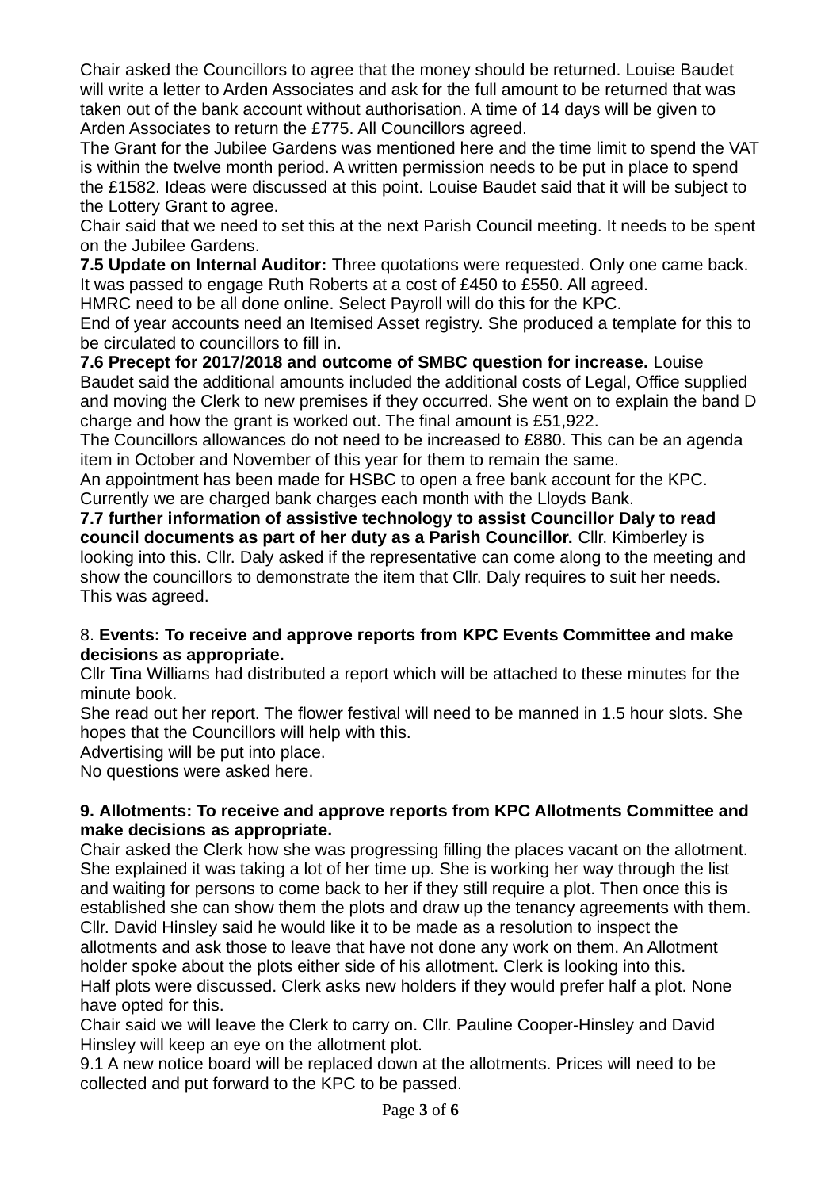Chair asked the Councillors to agree that the money should be returned. Louise Baudet will write a letter to Arden Associates and ask for the full amount to be returned that was taken out of the bank account without authorisation. A time of 14 days will be given to Arden Associates to return the £775. All Councillors agreed.

The Grant for the Jubilee Gardens was mentioned here and the time limit to spend the VAT is within the twelve month period. A written permission needs to be put in place to spend the £1582. Ideas were discussed at this point. Louise Baudet said that it will be subject to the Lottery Grant to agree.

Chair said that we need to set this at the next Parish Council meeting. It needs to be spent on the Jubilee Gardens.

**7.5 Update on Internal Auditor:** Three quotations were requested. Only one came back. It was passed to engage Ruth Roberts at a cost of £450 to £550. All agreed.

HMRC need to be all done online. Select Payroll will do this for the KPC.

End of year accounts need an Itemised Asset registry. She produced a template for this to be circulated to councillors to fill in.

**7.6 Precept for 2017/2018 and outcome of SMBC question for increase.** Louise Baudet said the additional amounts included the additional costs of Legal, Office supplied and moving the Clerk to new premises if they occurred. She went on to explain the band D charge and how the grant is worked out. The final amount is £51,922.

The Councillors allowances do not need to be increased to £880. This can be an agenda item in October and November of this year for them to remain the same.

An appointment has been made for HSBC to open a free bank account for the KPC. Currently we are charged bank charges each month with the Lloyds Bank.

**7.7 further information of assistive technology to assist Councillor Daly to read council documents as part of her duty as a Parish Councillor.** Cllr. Kimberley is looking into this. Cllr. Daly asked if the representative can come along to the meeting and show the councillors to demonstrate the item that Cllr. Daly requires to suit her needs. This was agreed.

8. **Events: To receive and approve reports from KPC Events Committee and make decisions as appropriate.**

Cllr Tina Williams had distributed a report which will be attached to these minutes for the minute book.

She read out her report. The flower festival will need to be manned in 1.5 hour slots. She hopes that the Councillors will help with this.

Advertising will be put into place.

No questions were asked here.

**9. Allotments: To receive and approve reports from KPC Allotments Committee and make decisions as appropriate.**

Chair asked the Clerk how she was progressing filling the places vacant on the allotment. She explained it was taking a lot of her time up. She is working her way through the list and waiting for persons to come back to her if they still require a plot. Then once this is established she can show them the plots and draw up the tenancy agreements with them.

Cllr. David Hinsley said he would like it to be made as a resolution to inspect the allotments and ask those to leave that have not done any work on them. An Allotment holder spoke about the plots either side of his allotment. Clerk is looking into this.

Half plots were discussed. Clerk asks new holders if they would prefer half a plot. None have opted for this.

Chair said we will leave the Clerk to carry on. Cllr. Pauline Cooper-Hinsley and David Hinsley will keep an eye on the allotment plot.

9.1 A new notice board will be replaced down at the allotments. Prices will need to be collected and put forward to the KPC to be passed.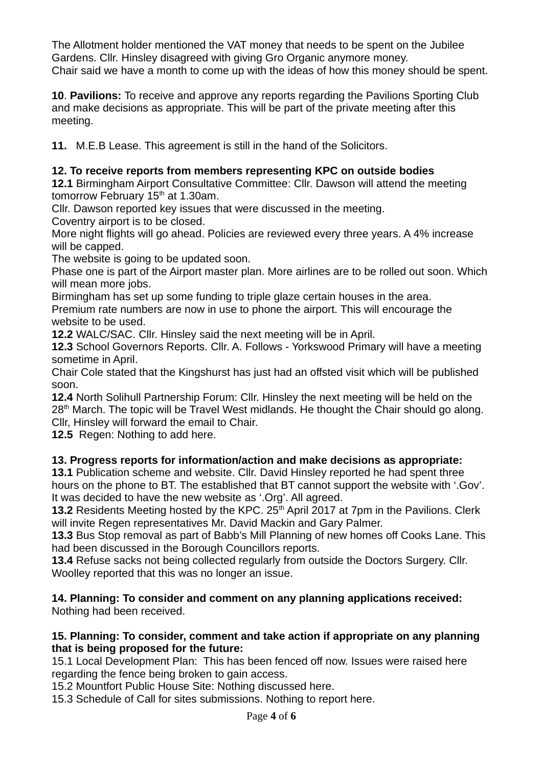The Allotment holder mentioned the VAT money that needs to be spent on the Jubilee Gardens. Cllr. Hinsley disagreed with giving Gro Organic anymore money.
Chair said we have a month to come up with the ideas of how this money should be spent.

**10**. **Pavilions:** To receive and approve any reports regarding the Pavilions Sporting Club and make decisions as appropriate. This will be part of the private meeting after this meeting.

**11.** M.E.B Lease. This agreement is still in the hand of the Solicitors.

**12. To receive reports from members representing KPC on outside bodies**
**12.1** Birmingham Airport Consultative Committee: Cllr. Dawson will attend the meeting tomorrow February 15th at 1.30am.
Cllr. Dawson reported key issues that were discussed in the meeting.
Coventry airport is to be closed.
More night flights will go ahead. Policies are reviewed every three years. A 4% increase will be capped.
The website is going to be updated soon.
Phase one is part of the Airport master plan. More airlines are to be rolled out soon. Which will mean more jobs.
Birmingham has set up some funding to triple glaze certain houses in the area.
Premium rate numbers are now in use to phone the airport. This will encourage the website to be used.
**12.2** WALC/SAC. Cllr. Hinsley said the next meeting will be in April.
**12.3** School Governors Reports. Cllr. A. Follows - Yorkswood Primary will have a meeting sometime in April.
Chair Cole stated that the Kingshurst has just had an offsted visit which will be published soon.
**12.4** North Solihull Partnership Forum: Cllr. Hinsley the next meeting will be held on the 28th March. The topic will be Travel West midlands. He thought the Chair should go along. Cllr, Hinsley will forward the email to Chair.
**12.5** Regen: Nothing to add here.

**13. Progress reports for information/action and make decisions as appropriate:**
**13.1** Publication scheme and website. Cllr. David Hinsley reported he had spent three hours on the phone to BT. The established that BT cannot support the website with '.Gov'. It was decided to have the new website as '.Org'. All agreed.
**13.2** Residents Meeting hosted by the KPC. 25th April 2017 at 7pm in the Pavilions. Clerk will invite Regen representatives Mr. David Mackin and Gary Palmer.
**13.3** Bus Stop removal as part of Babb's Mill Planning of new homes off Cooks Lane. This had been discussed in the Borough Councillors reports.
**13.4** Refuse sacks not being collected regularly from outside the Doctors Surgery. Cllr. Woolley reported that this was no longer an issue.

**14. Planning: To consider and comment on any planning applications received:**
Nothing had been received.

**15. Planning: To consider, comment and take action if appropriate on any planning that is being proposed for the future:**
15.1 Local Development Plan: This has been fenced off now. Issues were raised here regarding the fence being broken to gain access.
15.2 Mountfort Public House Site: Nothing discussed here.
15.3 Schedule of Call for sites submissions. Nothing to report here.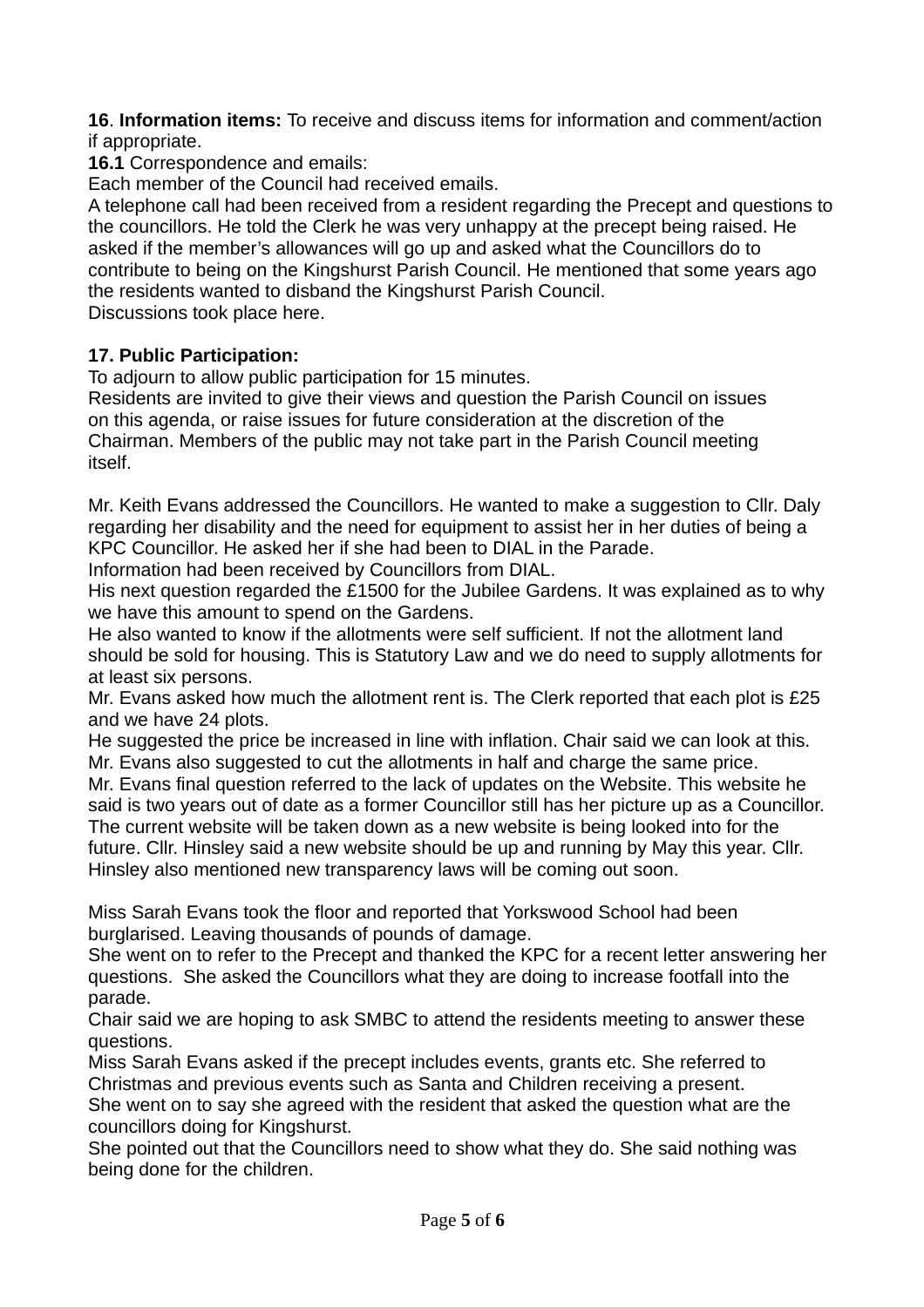**16**. **Information items:** To receive and discuss items for information and comment/action if appropriate.

**16.1** Correspondence and emails:

Each member of the Council had received emails.

A telephone call had been received from a resident regarding the Precept and questions to the councillors. He told the Clerk he was very unhappy at the precept being raised. He asked if the member's allowances will go up and asked what the Councillors do to contribute to being on the Kingshurst Parish Council. He mentioned that some years ago the residents wanted to disband the Kingshurst Parish Council.

Discussions took place here.

**17. Public Participation:**

To adjourn to allow public participation for 15 minutes.

Residents are invited to give their views and question the Parish Council on issues on this agenda, or raise issues for future consideration at the discretion of the Chairman. Members of the public may not take part in the Parish Council meeting itself.

Mr. Keith Evans addressed the Councillors. He wanted to make a suggestion to Cllr. Daly regarding her disability and the need for equipment to assist her in her duties of being a KPC Councillor. He asked her if she had been to DIAL in the Parade.

Information had been received by Councillors from DIAL.

His next question regarded the £1500 for the Jubilee Gardens. It was explained as to why we have this amount to spend on the Gardens.

He also wanted to know if the allotments were self sufficient. If not the allotment land should be sold for housing. This is Statutory Law and we do need to supply allotments for at least six persons.

Mr. Evans asked how much the allotment rent is. The Clerk reported that each plot is £25 and we have 24 plots.

He suggested the price be increased in line with inflation. Chair said we can look at this.

Mr. Evans also suggested to cut the allotments in half and charge the same price.

Mr. Evans final question referred to the lack of updates on the Website. This website he said is two years out of date as a former Councillor still has her picture up as a Councillor. The current website will be taken down as a new website is being looked into for the future. Cllr. Hinsley said a new website should be up and running by May this year. Cllr. Hinsley also mentioned new transparency laws will be coming out soon.

Miss Sarah Evans took the floor and reported that Yorkswood School had been burglarised. Leaving thousands of pounds of damage.

She went on to refer to the Precept and thanked the KPC for a recent letter answering her questions. She asked the Councillors what they are doing to increase footfall into the parade.

Chair said we are hoping to ask SMBC to attend the residents meeting to answer these questions.

Miss Sarah Evans asked if the precept includes events, grants etc. She referred to Christmas and previous events such as Santa and Children receiving a present.

She went on to say she agreed with the resident that asked the question what are the councillors doing for Kingshurst.

She pointed out that the Councillors need to show what they do. She said nothing was being done for the children.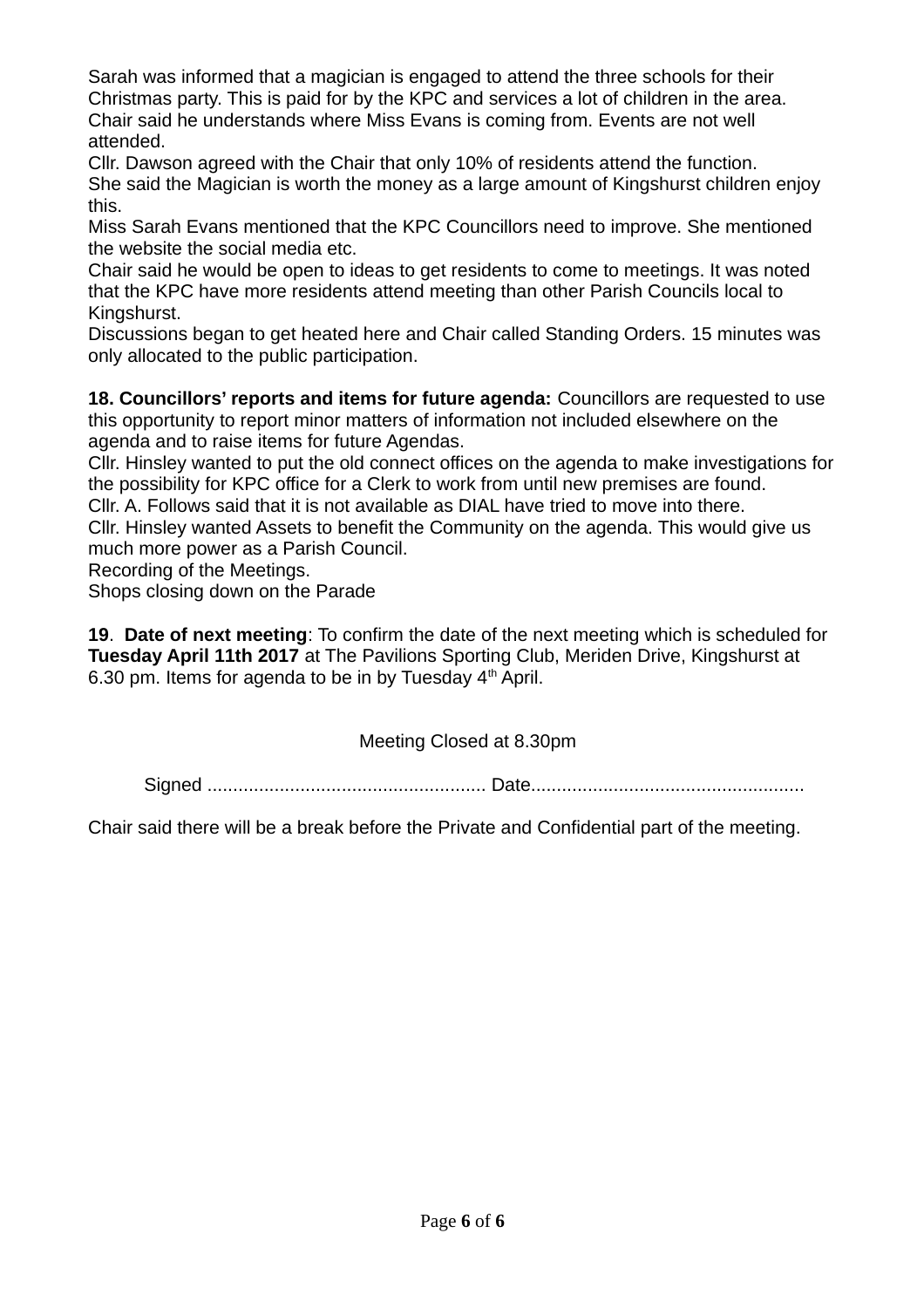Sarah was informed that a magician is engaged to attend the three schools for their Christmas party. This is paid for by the KPC and services a lot of children in the area. Chair said he understands where Miss Evans is coming from. Events are not well attended.
Cllr. Dawson agreed with the Chair that only 10% of residents attend the function.
She said the Magician is worth the money as a large amount of Kingshurst children enjoy this.
Miss Sarah Evans mentioned that the KPC Councillors need to improve. She mentioned the website the social media etc.
Chair said he would be open to ideas to get residents to come to meetings. It was noted that the KPC have more residents attend meeting than other Parish Councils local to Kingshurst.
Discussions began to get heated here and Chair called Standing Orders. 15 minutes was only allocated to the public participation.

**18. Councillors' reports and items for future agenda:** Councillors are requested to use this opportunity to report minor matters of information not included elsewhere on the agenda and to raise items for future Agendas.
Cllr. Hinsley wanted to put the old connect offices on the agenda to make investigations for the possibility for KPC office for a Clerk to work from until new premises are found.
Cllr. A. Follows said that it is not available as DIAL have tried to move into there.
Cllr. Hinsley wanted Assets to benefit the Community on the agenda. This would give us much more power as a Parish Council.
Recording of the Meetings.
Shops closing down on the Parade

**19**. **Date of next meeting**: To confirm the date of the next meeting which is scheduled for **Tuesday April 11th 2017** at The Pavilions Sporting Club, Meriden Drive, Kingshurst at 6.30 pm. Items for agenda to be in by Tuesday 4th April.

Meeting Closed at 8.30pm

Signed ..................................................... Date....................................................

Chair said there will be a break before the Private and Confidential part of the meeting.